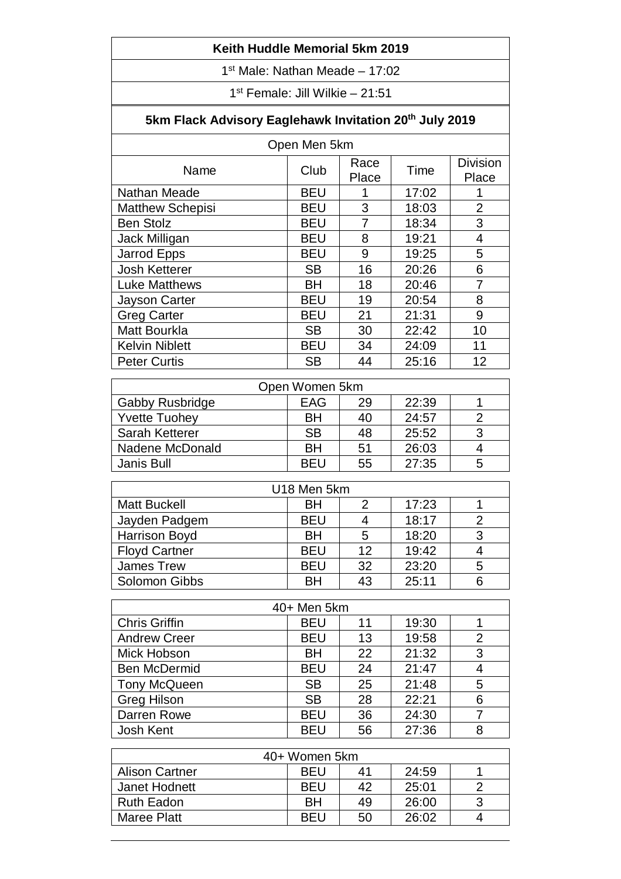# Keith Huddle Memorial 5km 2019

1st Male: Nathan Meade – 17:02

1st Female: Jill Wilkie – 21:51

## 5km Flack Advisory Eaglehawk Invitation 20th July 2019

### Open Men 5km

| Name | Club | Race Place | Time | Division Place |
|---|---|---|---|---|
| Nathan Meade | BEU | 1 | 17:02 | 1 |
| Matthew Schepisi | BEU | 3 | 18:03 | 2 |
| Ben Stolz | BEU | 7 | 18:34 | 3 |
| Jack Milligan | BEU | 8 | 19:21 | 4 |
| Jarrod Epps | BEU | 9 | 19:25 | 5 |
| Josh Ketterer | SB | 16 | 20:26 | 6 |
| Luke Matthews | BH | 18 | 20:46 | 7 |
| Jayson Carter | BEU | 19 | 20:54 | 8 |
| Greg Carter | BEU | 21 | 21:31 | 9 |
| Matt Bourkla | SB | 30 | 22:42 | 10 |
| Kelvin Niblett | BEU | 34 | 24:09 | 11 |
| Peter Curtis | SB | 44 | 25:16 | 12 |

### Open Women 5km

| Name | Club | Race Place | Time | Division Place |
|---|---|---|---|---|
| Gabby Rusbridge | EAG | 29 | 22:39 | 1 |
| Yvette Tuohey | BH | 40 | 24:57 | 2 |
| Sarah Ketterer | SB | 48 | 25:52 | 3 |
| Nadene McDonald | BH | 51 | 26:03 | 4 |
| Janis Bull | BEU | 55 | 27:35 | 5 |

### U18 Men 5km

| Name | Club | Race Place | Time | Division Place |
|---|---|---|---|---|
| Matt Buckell | BH | 2 | 17:23 | 1 |
| Jayden Padgem | BEU | 4 | 18:17 | 2 |
| Harrison Boyd | BH | 5 | 18:20 | 3 |
| Floyd Cartner | BEU | 12 | 19:42 | 4 |
| James Trew | BEU | 32 | 23:20 | 5 |
| Solomon Gibbs | BH | 43 | 25:11 | 6 |

### 40+ Men 5km

| Name | Club | Race Place | Time | Division Place |
|---|---|---|---|---|
| Chris Griffin | BEU | 11 | 19:30 | 1 |
| Andrew Creer | BEU | 13 | 19:58 | 2 |
| Mick Hobson | BH | 22 | 21:32 | 3 |
| Ben McDermid | BEU | 24 | 21:47 | 4 |
| Tony McQueen | SB | 25 | 21:48 | 5 |
| Greg Hilson | SB | 28 | 22:21 | 6 |
| Darren Rowe | BEU | 36 | 24:30 | 7 |
| Josh Kent | BEU | 56 | 27:36 | 8 |

### 40+ Women 5km

| Name | Club | Race Place | Time | Division Place |
|---|---|---|---|---|
| Alison Cartner | BEU | 41 | 24:59 | 1 |
| Janet Hodnett | BEU | 42 | 25:01 | 2 |
| Ruth Eadon | BH | 49 | 26:00 | 3 |
| Maree Platt | BEU | 50 | 26:02 | 4 |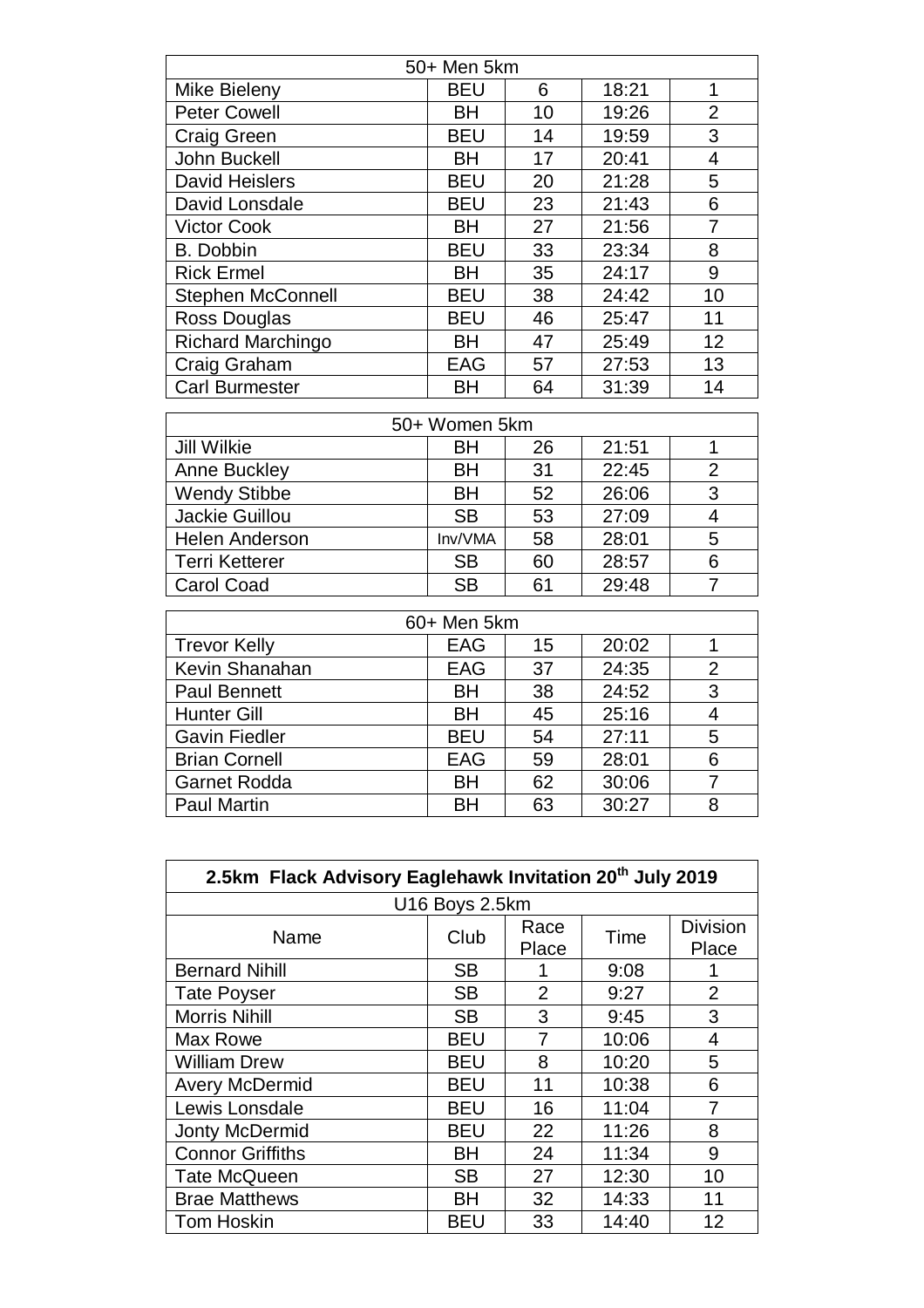| 50+ Men 5km | | | | |
|---|---|---|---|---|
| Mike Bieleny | BEU | 6 | 18:21 | 1 |
| Peter Cowell | BH | 10 | 19:26 | 2 |
| Craig Green | BEU | 14 | 19:59 | 3 |
| John Buckell | BH | 17 | 20:41 | 4 |
| David Heislers | BEU | 20 | 21:28 | 5 |
| David Lonsdale | BEU | 23 | 21:43 | 6 |
| Victor Cook | BH | 27 | 21:56 | 7 |
| B. Dobbin | BEU | 33 | 23:34 | 8 |
| Rick Ermel | BH | 35 | 24:17 | 9 |
| Stephen McConnell | BEU | 38 | 24:42 | 10 |
| Ross Douglas | BEU | 46 | 25:47 | 11 |
| Richard Marchingo | BH | 47 | 25:49 | 12 |
| Craig Graham | EAG | 57 | 27:53 | 13 |
| Carl Burmester | BH | 64 | 31:39 | 14 |

| 50+ Women 5km | | | | |
|---|---|---|---|---|
| Jill Wilkie | BH | 26 | 21:51 | 1 |
| Anne Buckley | BH | 31 | 22:45 | 2 |
| Wendy Stibbe | BH | 52 | 26:06 | 3 |
| Jackie Guillou | SB | 53 | 27:09 | 4 |
| Helen Anderson | Inv/VMA | 58 | 28:01 | 5 |
| Terri Ketterer | SB | 60 | 28:57 | 6 |
| Carol Coad | SB | 61 | 29:48 | 7 |

| 60+ Men 5km | | | | |
|---|---|---|---|---|
| Trevor Kelly | EAG | 15 | 20:02 | 1 |
| Kevin Shanahan | EAG | 37 | 24:35 | 2 |
| Paul Bennett | BH | 38 | 24:52 | 3 |
| Hunter Gill | BH | 45 | 25:16 | 4 |
| Gavin Fiedler | BEU | 54 | 27:11 | 5 |
| Brian Cornell | EAG | 59 | 28:01 | 6 |
| Garnet Rodda | BH | 62 | 30:06 | 7 |
| Paul Martin | BH | 63 | 30:27 | 8 |

## 2.5km Flack Advisory Eaglehawk Invitation 20th July 2019

| U16 Boys 2.5km | | | | |
|---|---|---|---|---|
| Name | Club | Race Place | Time | Division Place |
| Bernard Nihill | SB | 1 | 9:08 | 1 |
| Tate Poyser | SB | 2 | 9:27 | 2 |
| Morris Nihill | SB | 3 | 9:45 | 3 |
| Max Rowe | BEU | 7 | 10:06 | 4 |
| William Drew | BEU | 8 | 10:20 | 5 |
| Avery McDermid | BEU | 11 | 10:38 | 6 |
| Lewis Lonsdale | BEU | 16 | 11:04 | 7 |
| Jonty McDermid | BEU | 22 | 11:26 | 8 |
| Connor Griffiths | BH | 24 | 11:34 | 9 |
| Tate McQueen | SB | 27 | 12:30 | 10 |
| Brae Matthews | BH | 32 | 14:33 | 11 |
| Tom Hoskin | BEU | 33 | 14:40 | 12 |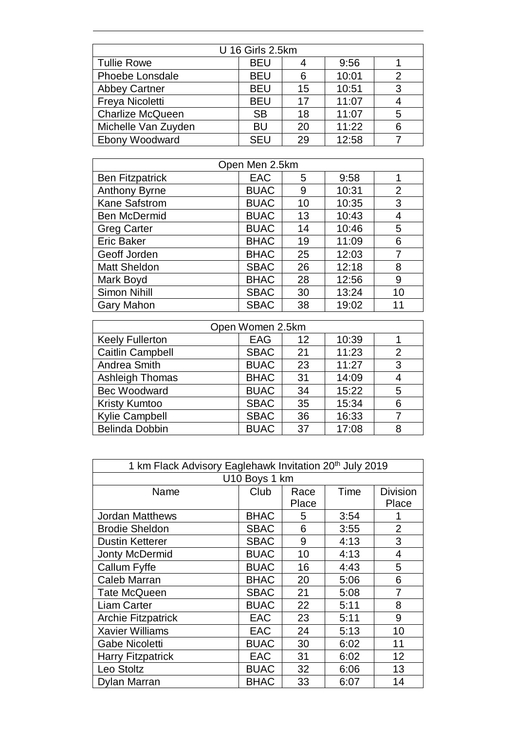| U 16 Girls 2.5km | | | | |
|---|---|---|---|---|
| Tullie Rowe | BEU | 4 | 9:56 | 1 |
| Phoebe Lonsdale | BEU | 6 | 10:01 | 2 |
| Abbey Cartner | BEU | 15 | 10:51 | 3 |
| Freya Nicoletti | BEU | 17 | 11:07 | 4 |
| Charlize McQueen | SB | 18 | 11:07 | 5 |
| Michelle Van Zuyden | BU | 20 | 11:22 | 6 |
| Ebony Woodward | SEU | 29 | 12:58 | 7 |

| Open Men 2.5km | | | | |
|---|---|---|---|---|
| Ben Fitzpatrick | EAC | 5 | 9:58 | 1 |
| Anthony Byrne | BUAC | 9 | 10:31 | 2 |
| Kane Safstrom | BUAC | 10 | 10:35 | 3 |
| Ben McDermid | BUAC | 13 | 10:43 | 4 |
| Greg Carter | BUAC | 14 | 10:46 | 5 |
| Eric Baker | BHAC | 19 | 11:09 | 6 |
| Geoff Jorden | BHAC | 25 | 12:03 | 7 |
| Matt Sheldon | SBAC | 26 | 12:18 | 8 |
| Mark Boyd | BHAC | 28 | 12:56 | 9 |
| Simon Nihill | SBAC | 30 | 13:24 | 10 |
| Gary Mahon | SBAC | 38 | 19:02 | 11 |

| Open Women 2.5km | | | | |
|---|---|---|---|---|
| Keely Fullerton | EAG | 12 | 10:39 | 1 |
| Caitlin Campbell | SBAC | 21 | 11:23 | 2 |
| Andrea Smith | BUAC | 23 | 11:27 | 3 |
| Ashleigh Thomas | BHAC | 31 | 14:09 | 4 |
| Bec Woodward | BUAC | 34 | 15:22 | 5 |
| Kristy Kumtoo | SBAC | 35 | 15:34 | 6 |
| Kylie Campbell | SBAC | 36 | 16:33 | 7 |
| Belinda Dobbin | BUAC | 37 | 17:08 | 8 |

| 1 km Flack Advisory Eaglehawk Invitation 20th July 2019 | | | | |
|---|---|---|---|---|
| U10 Boys 1 km | | | | |
| Name | Club | Race Place | Time | Division Place |
| Jordan Matthews | BHAC | 5 | 3:54 | 1 |
| Brodie Sheldon | SBAC | 6 | 3:55 | 2 |
| Dustin Ketterer | SBAC | 9 | 4:13 | 3 |
| Jonty McDermid | BUAC | 10 | 4:13 | 4 |
| Callum Fyffe | BUAC | 16 | 4:43 | 5 |
| Caleb Marran | BHAC | 20 | 5:06 | 6 |
| Tate McQueen | SBAC | 21 | 5:08 | 7 |
| Liam Carter | BUAC | 22 | 5:11 | 8 |
| Archie Fitzpatrick | EAC | 23 | 5:11 | 9 |
| Xavier Williams | EAC | 24 | 5:13 | 10 |
| Gabe Nicoletti | BUAC | 30 | 6:02 | 11 |
| Harry Fitzpatrick | EAC | 31 | 6:02 | 12 |
| Leo Stoltz | BUAC | 32 | 6:06 | 13 |
| Dylan Marran | BHAC | 33 | 6:07 | 14 |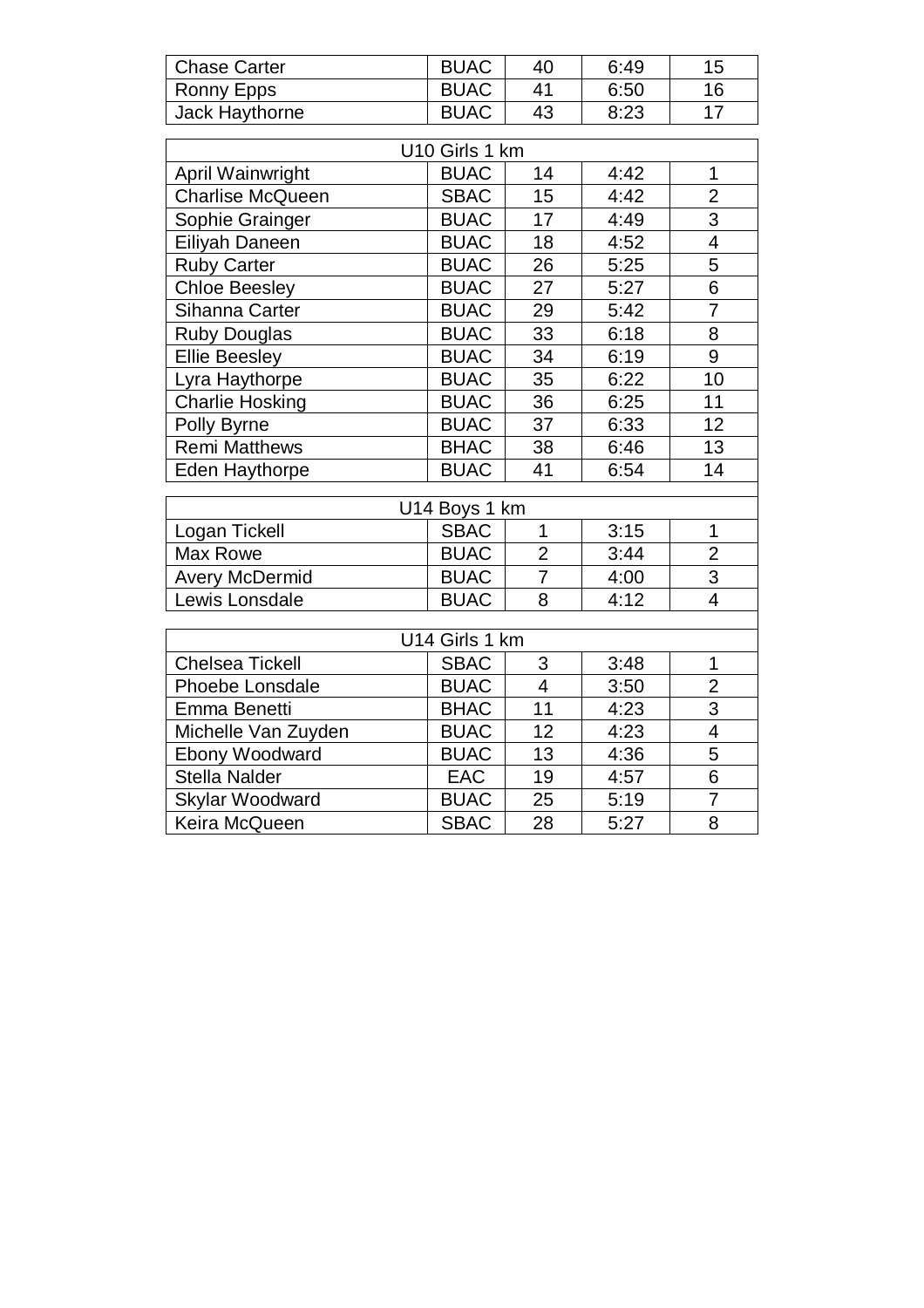| Chase Carter | BUAC | 40 | 6:49 | 15 |
|---|---|---|---|---|
| Ronny Epps | BUAC | 41 | 6:50 | 16 |
| Jack Haythorne | BUAC | 43 | 8:23 | 17 |

| U10 Girls 1 km | | | | |
|---|---|---|---|---|
| April Wainwright | BUAC | 14 | 4:42 | 1 |
| Charlise McQueen | SBAC | 15 | 4:42 | 2 |
| Sophie Grainger | BUAC | 17 | 4:49 | 3 |
| Eiliyah Daneen | BUAC | 18 | 4:52 | 4 |
| Ruby Carter | BUAC | 26 | 5:25 | 5 |
| Chloe Beesley | BUAC | 27 | 5:27 | 6 |
| Sihanna Carter | BUAC | 29 | 5:42 | 7 |
| Ruby Douglas | BUAC | 33 | 6:18 | 8 |
| Ellie Beesley | BUAC | 34 | 6:19 | 9 |
| Lyra Haythorpe | BUAC | 35 | 6:22 | 10 |
| Charlie Hosking | BUAC | 36 | 6:25 | 11 |
| Polly Byrne | BUAC | 37 | 6:33 | 12 |
| Remi Matthews | BHAC | 38 | 6:46 | 13 |
| Eden Haythorpe | BUAC | 41 | 6:54 | 14 |

| U14 Boys 1 km | | | | |
|---|---|---|---|---|
| Logan Tickell | SBAC | 1 | 3:15 | 1 |
| Max Rowe | BUAC | 2 | 3:44 | 2 |
| Avery McDermid | BUAC | 7 | 4:00 | 3 |
| Lewis Lonsdale | BUAC | 8 | 4:12 | 4 |

| U14 Girls 1 km | | | | |
|---|---|---|---|---|
| Chelsea Tickell | SBAC | 3 | 3:48 | 1 |
| Phoebe Lonsdale | BUAC | 4 | 3:50 | 2 |
| Emma Benetti | BHAC | 11 | 4:23 | 3 |
| Michelle Van Zuyden | BUAC | 12 | 4:23 | 4 |
| Ebony Woodward | BUAC | 13 | 4:36 | 5 |
| Stella Nalder | EAC | 19 | 4:57 | 6 |
| Skylar Woodward | BUAC | 25 | 5:19 | 7 |
| Keira McQueen | SBAC | 28 | 5:27 | 8 |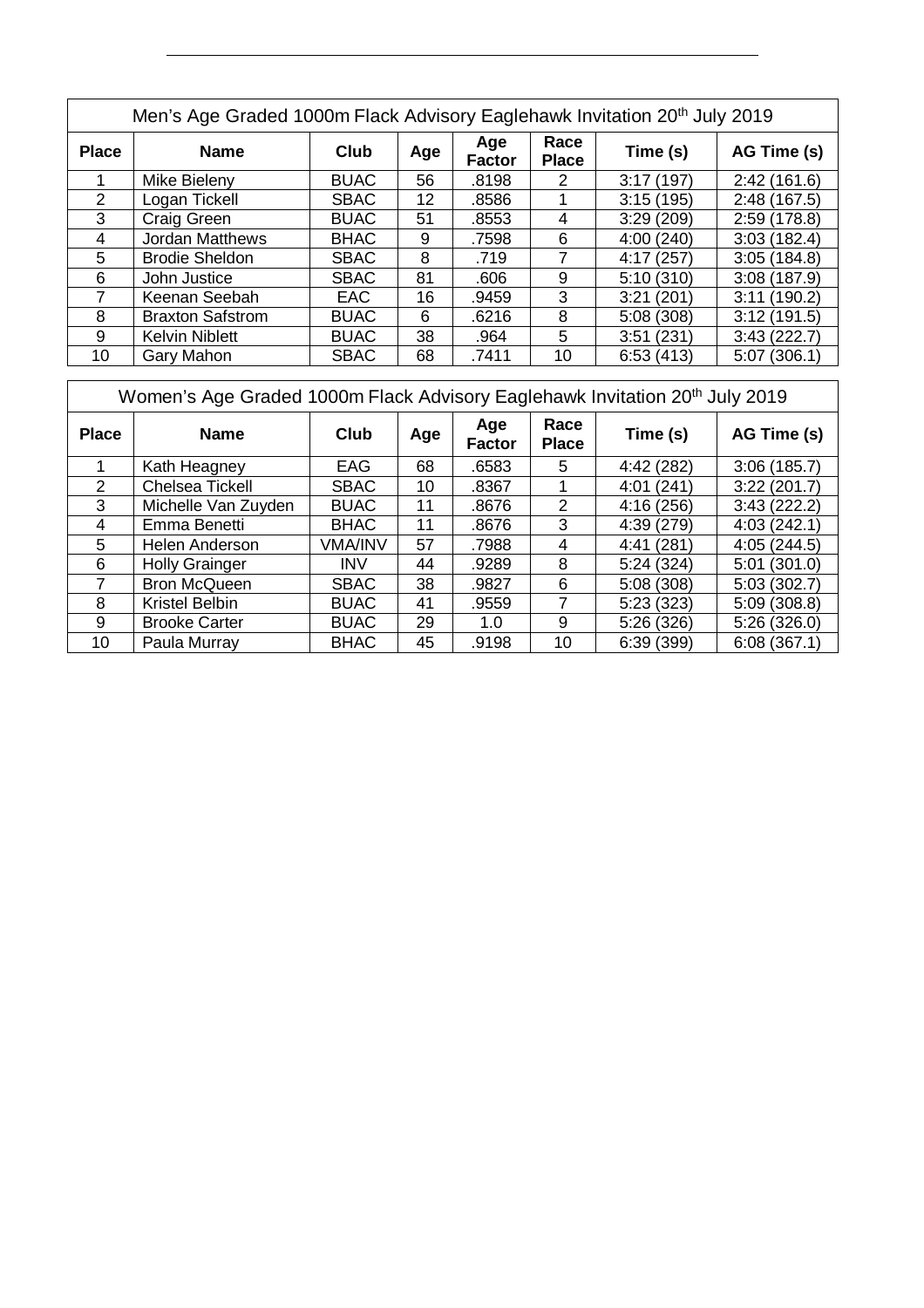| Men's Age Graded 1000m Flack Advisory Eaglehawk Invitation 20th July 2019 | | | | | | | |
|---|---|---|---|---|---|---|---|
| **Place** | **Name** | **Club** | **Age** | **Age Factor** | **Race Place** | **Time (s)** | **AG Time (s)** |
| 1 | Mike Bieleny | BUAC | 56 | .8198 | 2 | 3:17 (197) | 2:42 (161.6) |
| 2 | Logan Tickell | SBAC | 12 | .8586 | 1 | 3:15 (195) | 2:48 (167.5) |
| 3 | Craig Green | BUAC | 51 | .8553 | 4 | 3:29 (209) | 2:59 (178.8) |
| 4 | Jordan Matthews | BHAC | 9 | .7598 | 6 | 4:00 (240) | 3:03 (182.4) |
| 5 | Brodie Sheldon | SBAC | 8 | .719 | 7 | 4:17 (257) | 3:05 (184.8) |
| 6 | John Justice | SBAC | 81 | .606 | 9 | 5:10 (310) | 3:08 (187.9) |
| 7 | Keenan Seebah | EAC | 16 | .9459 | 3 | 3:21 (201) | 3:11 (190.2) |
| 8 | Braxton Safstrom | BUAC | 6 | .6216 | 8 | 5:08 (308) | 3:12 (191.5) |
| 9 | Kelvin Niblett | BUAC | 38 | .964 | 5 | 3:51 (231) | 3:43 (222.7) |
| 10 | Gary Mahon | SBAC | 68 | .7411 | 10 | 6:53 (413) | 5:07 (306.1) |

| Women's Age Graded 1000m Flack Advisory Eaglehawk Invitation 20th July 2019 | | | | | | | |
|---|---|---|---|---|---|---|---|
| **Place** | **Name** | **Club** | **Age** | **Age Factor** | **Race Place** | **Time (s)** | **AG Time (s)** |
| 1 | Kath Heagney | EAG | 68 | .6583 | 5 | 4:42 (282) | 3:06 (185.7) |
| 2 | Chelsea Tickell | SBAC | 10 | .8367 | 1 | 4:01 (241) | 3:22 (201.7) |
| 3 | Michelle Van Zuyden | BUAC | 11 | .8676 | 2 | 4:16 (256) | 3:43 (222.2) |
| 4 | Emma Benetti | BHAC | 11 | .8676 | 3 | 4:39 (279) | 4:03 (242.1) |
| 5 | Helen Anderson | VMA/INV | 57 | .7988 | 4 | 4:41 (281) | 4:05 (244.5) |
| 6 | Holly Grainger | INV | 44 | .9289 | 8 | 5:24 (324) | 5:01 (301.0) |
| 7 | Bron McQueen | SBAC | 38 | .9827 | 6 | 5:08 (308) | 5:03 (302.7) |
| 8 | Kristel Belbin | BUAC | 41 | .9559 | 7 | 5:23 (323) | 5:09 (308.8) |
| 9 | Brooke Carter | BUAC | 29 | 1.0 | 9 | 5:26 (326) | 5:26 (326.0) |
| 10 | Paula Murray | BHAC | 45 | .9198 | 10 | 6:39 (399) | 6:08 (367.1) |